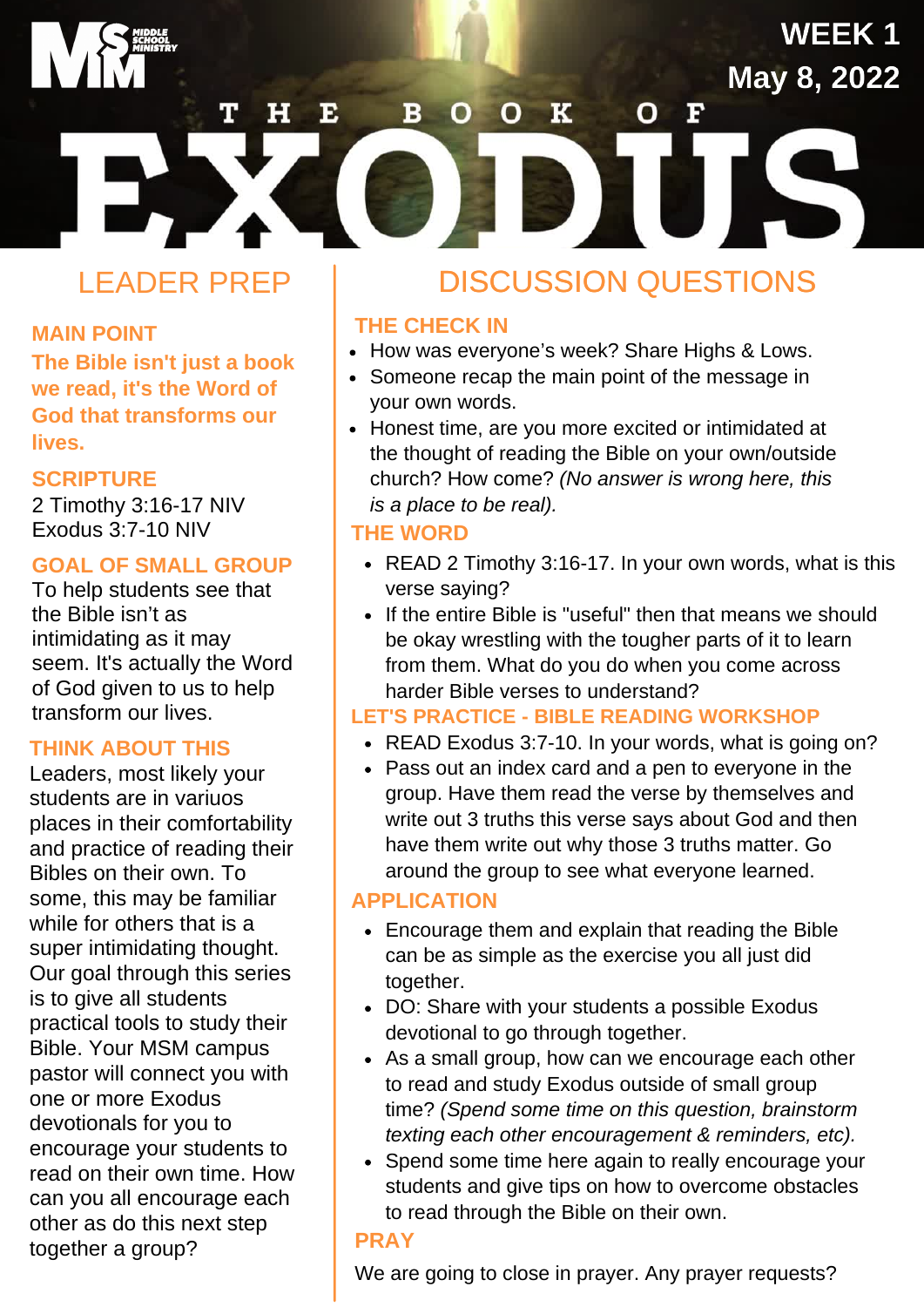MSM MIDDLE SCHOOL MINISTRY

**WEEK 1**
**May 8, 2022**

# THE BOOK OF EXODUS

## LEADER PREP

### MAIN POINT

**The Bible isn't just a book we read, it's the Word of God that transforms our lives.**

### SCRIPTURE

2 Timothy 3:16-17 NIV
Exodus 3:7-10 NIV

### GOAL OF SMALL GROUP

To help students see that the Bible isn't as intimidating as it may seem. It's actually the Word of God given to us to help transform our lives.

### THINK ABOUT THIS

Leaders, most likely your students are in variuos places in their comfortability and practice of reading their Bibles on their own. To some, this may be familiar while for others that is a super intimidating thought. Our goal through this series is to give all students practical tools to study their Bible. Your MSM campus pastor will connect you with one or more Exodus devotionals for you to encourage your students to read on their own time. How can you all encourage each other as do this next step together a group?

## DISCUSSION QUESTIONS

### THE CHECK IN

- How was everyone's week? Share Highs & Lows.
- Someone recap the main point of the message in your own words.
- Honest time, are you more excited or intimidated at the thought of reading the Bible on your own/outside church? How come? *(No answer is wrong here, this is a place to be real).*

### THE WORD

- READ 2 Timothy 3:16-17. In your own words, what is this verse saying?
- If the entire Bible is "useful" then that means we should be okay wrestling with the tougher parts of it to learn from them. What do you do when you come across harder Bible verses to understand?

### LET'S PRACTICE - BIBLE READING WORKSHOP

- READ Exodus 3:7-10. In your words, what is going on?
- Pass out an index card and a pen to everyone in the group. Have them read the verse by themselves and write out 3 truths this verse says about God and then have them write out why those 3 truths matter. Go around the group to see what everyone learned.

### APPLICATION

- Encourage them and explain that reading the Bible can be as simple as the exercise you all just did together.
- DO: Share with your students a possible Exodus devotional to go through together.
- As a small group, how can we encourage each other to read and study Exodus outside of small group time? *(Spend some time on this question, brainstorm texting each other encouragement & reminders, etc).*
- Spend some time here again to really encourage your students and give tips on how to overcome obstacles to read through the Bible on their own.

### PRAY

We are going to close in prayer. Any prayer requests?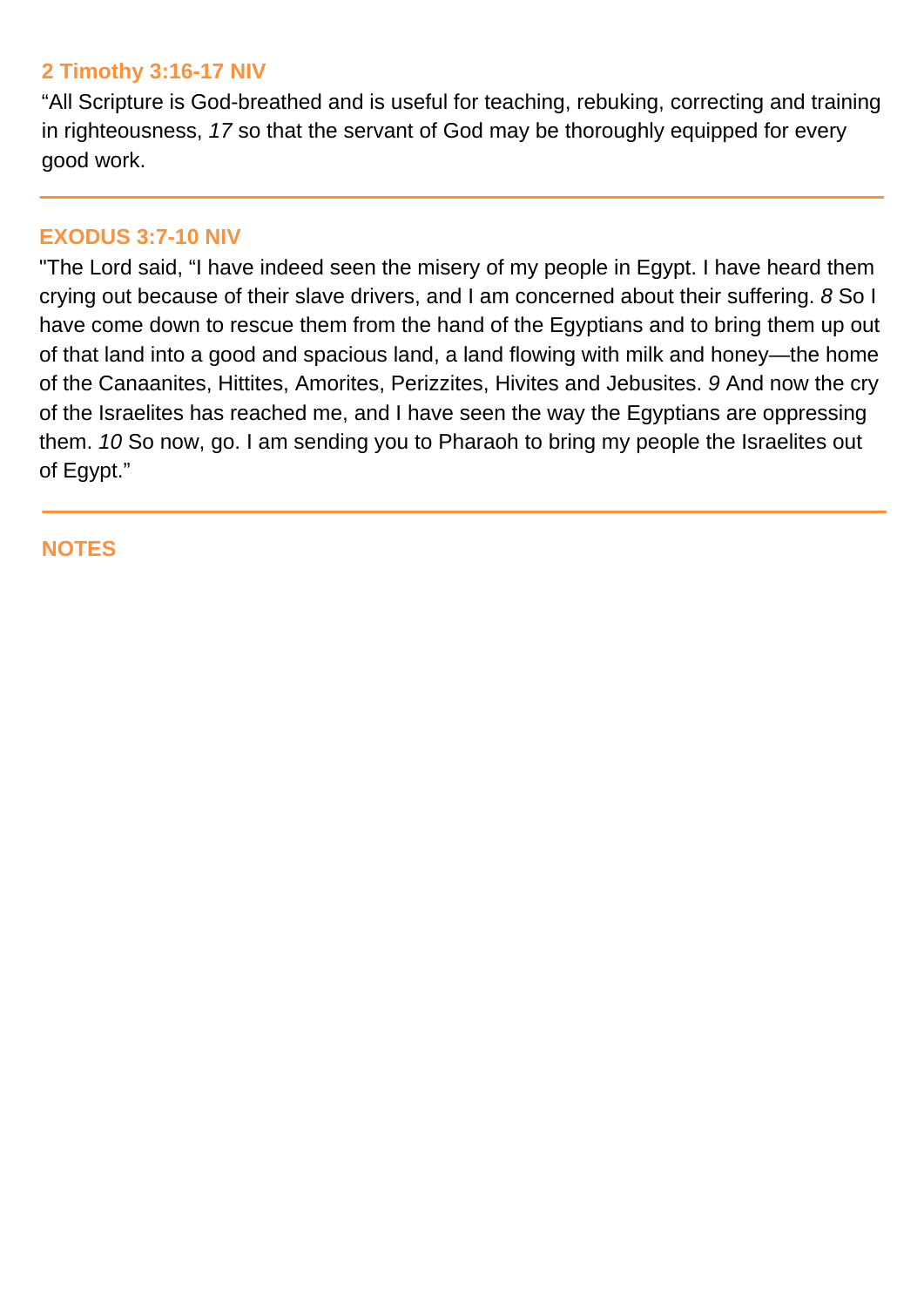## 2 Timothy 3:16-17 NIV

“All Scripture is God-breathed and is useful for teaching, rebuking, correcting and training in righteousness, *17* so that the servant of God may be thoroughly equipped for every good work.

---

## EXODUS 3:7-10 NIV

"The Lord said, “I have indeed seen the misery of my people in Egypt. I have heard them crying out because of their slave drivers, and I am concerned about their suffering. *8* So I have come down to rescue them from the hand of the Egyptians and to bring them up out of that land into a good and spacious land, a land flowing with milk and honey—the home of the Canaanites, Hittites, Amorites, Perizzites, Hivites and Jebusites. *9* And now the cry of the Israelites has reached me, and I have seen the way the Egyptians are oppressing them. *10* So now, go. I am sending you to Pharaoh to bring my people the Israelites out of Egypt.”

---

## NOTES